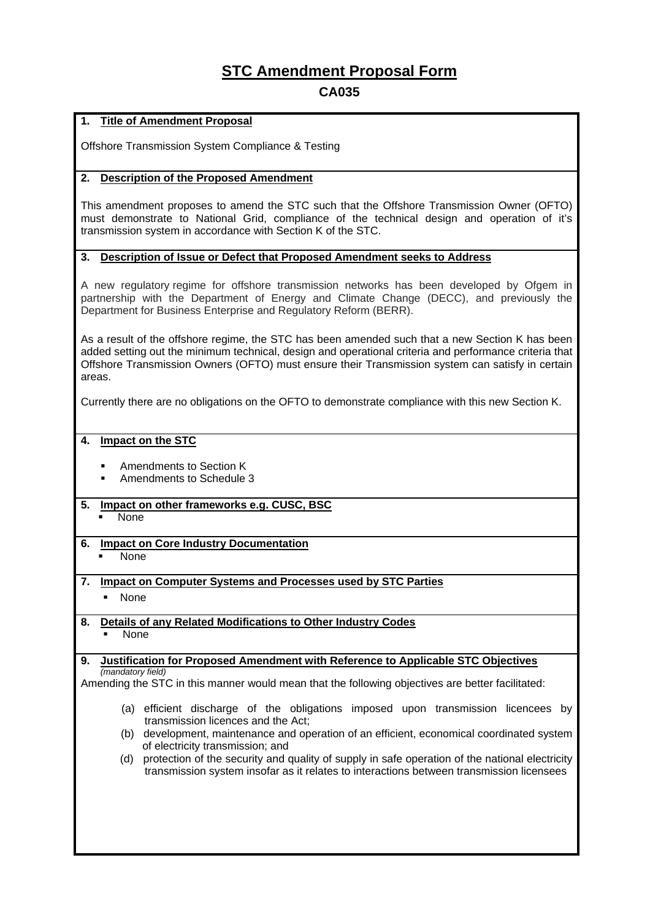# STC Amendment Proposal Form

## CA035

### 1. Title of Amendment Proposal

Offshore Transmission System Compliance & Testing

### 2. Description of the Proposed Amendment

This amendment proposes to amend the STC such that the Offshore Transmission Owner (OFTO) must demonstrate to National Grid, compliance of the technical design and operation of it's transmission system in accordance with Section K of the STC.

### 3. Description of Issue or Defect that Proposed Amendment seeks to Address

A new regulatory regime for offshore transmission networks has been developed by Ofgem in partnership with the Department of Energy and Climate Change (DECC), and previously the Department for Business Enterprise and Regulatory Reform (BERR).

As a result of the offshore regime, the STC has been amended such that a new Section K has been added setting out the minimum technical, design and operational criteria and performance criteria that Offshore Transmission Owners (OFTO) must ensure their Transmission system can satisfy in certain areas.

Currently there are no obligations on the OFTO to demonstrate compliance with this new Section K.

### 4. Impact on the STC

- Amendments to Section K
- Amendments to Schedule 3

### 5. Impact on other frameworks e.g. CUSC, BSC

- None

### 6. Impact on Core Industry Documentation

- None

### 7. Impact on Computer Systems and Processes used by STC Parties

- None

### 8. Details of any Related Modifications to Other Industry Codes

- None

### 9. Justification for Proposed Amendment with Reference to Applicable STC Objectives

*(mandatory field)*

Amending the STC in this manner would mean that the following objectives are better facilitated:

(a) efficient discharge of the obligations imposed upon transmission licencees by transmission licences and the Act;

(b) development, maintenance and operation of an efficient, economical coordinated system of electricity transmission; and

(d) protection of the security and quality of supply in safe operation of the national electricity transmission system insofar as it relates to interactions between transmission licensees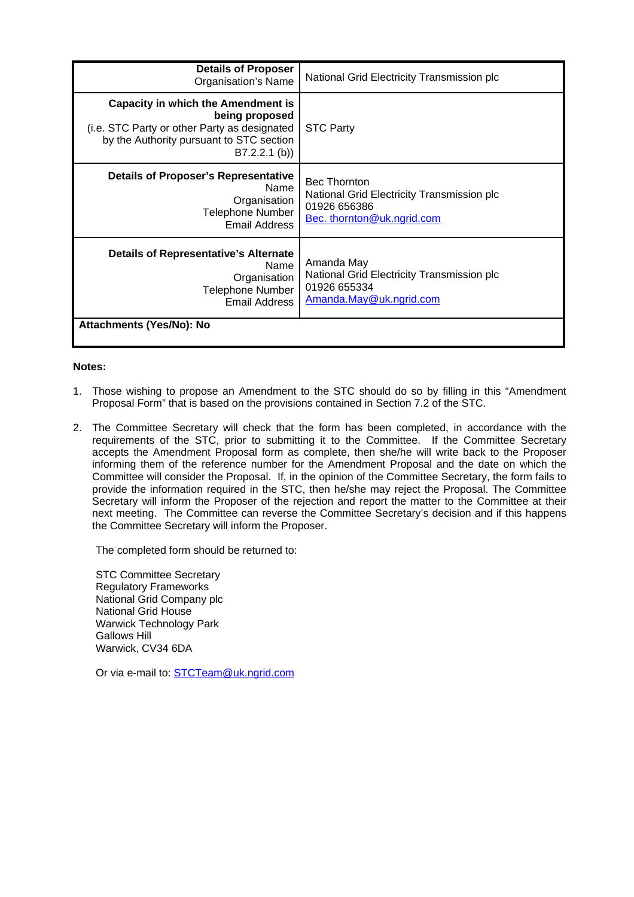| | |
|---|---|
| **Details of Proposer**<br>Organisation's Name | National Grid Electricity Transmission plc |
| **Capacity in which the Amendment is being proposed**<br>(i.e. STC Party or other Party as designated by the Authority pursuant to STC section B7.2.2.1 (b)) | STC Party |
| **Details of Proposer's Representative**<br>Name<br>Organisation<br>Telephone Number<br>Email Address | Bec Thornton<br>National Grid Electricity Transmission plc<br>01926 656386<br>Bec. thornton@uk.ngrid.com |
| **Details of Representative's Alternate**<br>Name<br>Organisation<br>Telephone Number<br>Email Address | Amanda May<br>National Grid Electricity Transmission plc<br>01926 655334<br>Amanda.May@uk.ngrid.com |
| **Attachments (Yes/No): No** | |

**Notes:**

1. Those wishing to propose an Amendment to the STC should do so by filling in this "Amendment Proposal Form" that is based on the provisions contained in Section 7.2 of the STC.

2. The Committee Secretary will check that the form has been completed, in accordance with the requirements of the STC, prior to submitting it to the Committee. If the Committee Secretary accepts the Amendment Proposal form as complete, then she/he will write back to the Proposer informing them of the reference number for the Amendment Proposal and the date on which the Committee will consider the Proposal. If, in the opinion of the Committee Secretary, the form fails to provide the information required in the STC, then he/she may reject the Proposal. The Committee Secretary will inform the Proposer of the rejection and report the matter to the Committee at their next meeting. The Committee can reverse the Committee Secretary's decision and if this happens the Committee Secretary will inform the Proposer.

   The completed form should be returned to:

   STC Committee Secretary
   Regulatory Frameworks
   National Grid Company plc
   National Grid House
   Warwick Technology Park
   Gallows Hill
   Warwick, CV34 6DA

   Or via e-mail to: STCTeam@uk.ngrid.com